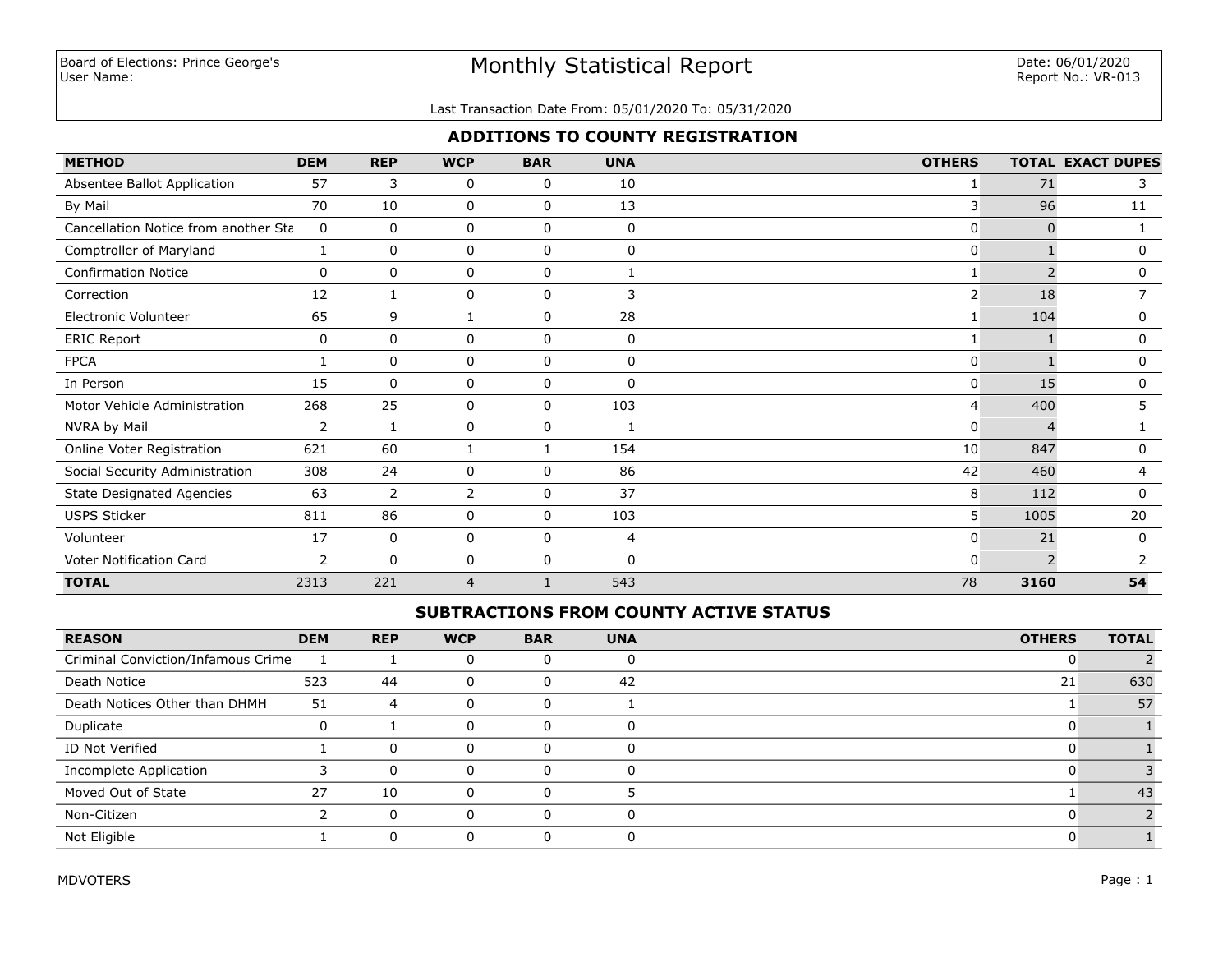Board of Elections: Prince George's
User Name:

# Monthly Statistical Report

Date: 06/01/2020
Report No.: VR-013

Last Transaction Date From: 05/01/2020 To: 05/31/2020

## ADDITIONS TO COUNTY REGISTRATION

| METHOD | DEM | REP | WCP | BAR | UNA | OTHERS | TOTAL | EXACT DUPES |
|---|---|---|---|---|---|---|---|---|
| Absentee Ballot Application | 57 | 3 | 0 | 0 | 10 | 1 | 71 | 3 |
| By Mail | 70 | 10 | 0 | 0 | 13 | 3 | 96 | 11 |
| Cancellation Notice from another Sta | 0 | 0 | 0 | 0 | 0 | 0 | 0 | 1 |
| Comptroller of Maryland | 1 | 0 | 0 | 0 | 0 | 0 | 1 | 0 |
| Confirmation Notice | 0 | 0 | 0 | 0 | 1 | 1 | 2 | 0 |
| Correction | 12 | 1 | 0 | 0 | 3 | 2 | 18 | 7 |
| Electronic Volunteer | 65 | 9 | 1 | 0 | 28 | 1 | 104 | 0 |
| ERIC Report | 0 | 0 | 0 | 0 | 0 | 1 | 1 | 0 |
| FPCA | 1 | 0 | 0 | 0 | 0 | 0 | 1 | 0 |
| In Person | 15 | 0 | 0 | 0 | 0 | 0 | 15 | 0 |
| Motor Vehicle Administration | 268 | 25 | 0 | 0 | 103 | 4 | 400 | 5 |
| NVRA by Mail | 2 | 1 | 0 | 0 | 1 | 0 | 4 | 1 |
| Online Voter Registration | 621 | 60 | 1 | 1 | 154 | 10 | 847 | 0 |
| Social Security Administration | 308 | 24 | 0 | 0 | 86 | 42 | 460 | 4 |
| State Designated Agencies | 63 | 2 | 2 | 0 | 37 | 8 | 112 | 0 |
| USPS Sticker | 811 | 86 | 0 | 0 | 103 | 5 | 1005 | 20 |
| Volunteer | 17 | 0 | 0 | 0 | 4 | 0 | 21 | 0 |
| Voter Notification Card | 2 | 0 | 0 | 0 | 0 | 0 | 2 | 2 |
| **TOTAL** | 2313 | 221 | 4 | 1 | 543 | 78 | **3160** | **54** |

## SUBTRACTIONS FROM COUNTY ACTIVE STATUS

| REASON | DEM | REP | WCP | BAR | UNA | OTHERS | TOTAL |
|---|---|---|---|---|---|---|---|
| Criminal Conviction/Infamous Crime | 1 | 1 | 0 | 0 | 0 | 0 | 2 |
| Death Notice | 523 | 44 | 0 | 0 | 42 | 21 | 630 |
| Death Notices Other than DHMH | 51 | 4 | 0 | 0 | 1 | 1 | 57 |
| Duplicate | 0 | 1 | 0 | 0 | 0 | 0 | 1 |
| ID Not Verified | 1 | 0 | 0 | 0 | 0 | 0 | 1 |
| Incomplete Application | 3 | 0 | 0 | 0 | 0 | 0 | 3 |
| Moved Out of State | 27 | 10 | 0 | 0 | 5 | 1 | 43 |
| Non-Citizen | 2 | 0 | 0 | 0 | 0 | 0 | 2 |
| Not Eligible | 1 | 0 | 0 | 0 | 0 | 0 | 1 |

MDVOTERS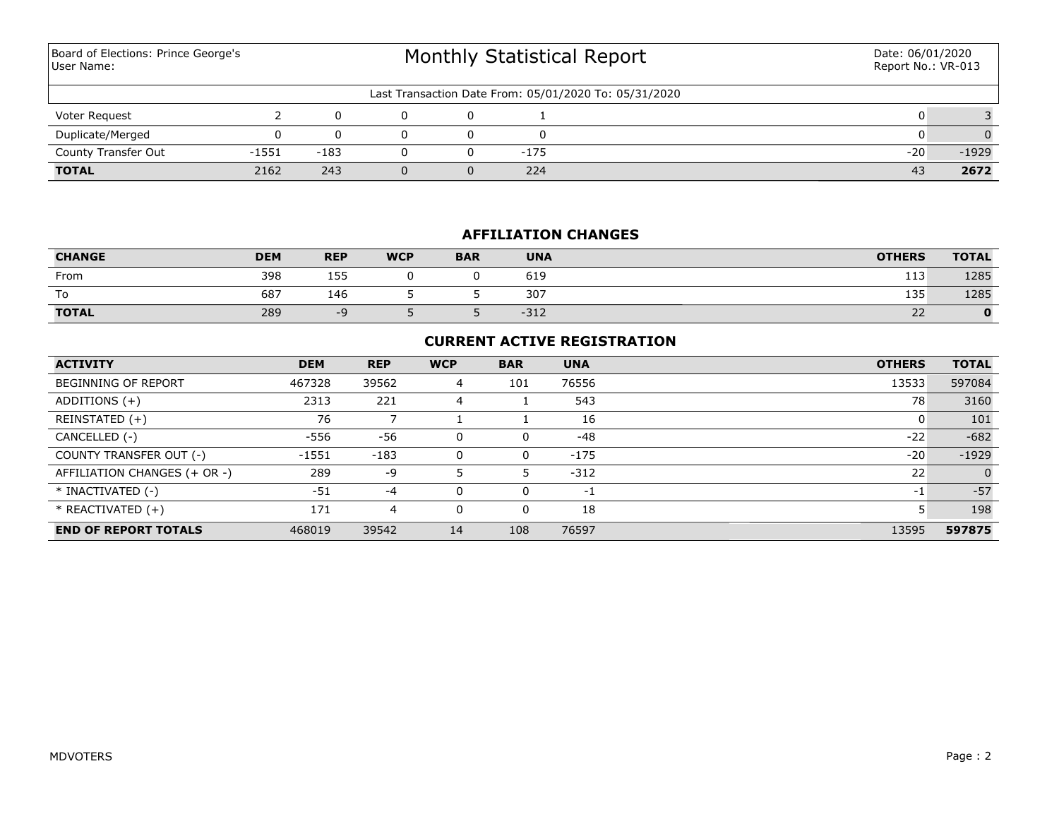Board of Elections: Prince George's
User Name:

# Monthly Statistical Report

Date: 06/01/2020
Report No.: VR-013

Last Transaction Date From: 05/01/2020 To: 05/31/2020

| | | | | | | | |
|---|---|---|---|---|---|---|---|
| Voter Request | 2 | 0 | 0 | 0 | 1 | 0 | 3 |
| Duplicate/Merged | 0 | 0 | 0 | 0 | 0 | 0 | 0 |
| County Transfer Out | -1551 | -183 | 0 | 0 | -175 | -20 | -1929 |
| **TOTAL** | 2162 | 243 | 0 | 0 | 224 | 43 | **2672** |

## AFFILIATION CHANGES

| CHANGE | DEM | REP | WCP | BAR | UNA | OTHERS | TOTAL |
|---|---|---|---|---|---|---|---|
| From | 398 | 155 | 0 | 0 | 619 | 113 | 1285 |
| To | 687 | 146 | 5 | 5 | 307 | 135 | 1285 |
| **TOTAL** | 289 | -9 | 5 | 5 | -312 | 22 | **0** |

## CURRENT ACTIVE REGISTRATION

| ACTIVITY | DEM | REP | WCP | BAR | UNA | OTHERS | TOTAL |
|---|---|---|---|---|---|---|---|
| BEGINNING OF REPORT | 467328 | 39562 | 4 | 101 | 76556 | 13533 | 597084 |
| ADDITIONS (+) | 2313 | 221 | 4 | 1 | 543 | 78 | 3160 |
| REINSTATED (+) | 76 | 7 | 1 | 1 | 16 | 0 | 101 |
| CANCELLED (-) | -556 | -56 | 0 | 0 | -48 | -22 | -682 |
| COUNTY TRANSFER OUT (-) | -1551 | -183 | 0 | 0 | -175 | -20 | -1929 |
| AFFILIATION CHANGES (+ OR -) | 289 | -9 | 5 | 5 | -312 | 22 | 0 |
| * INACTIVATED (-) | -51 | -4 | 0 | 0 | -1 | -1 | -57 |
| * REACTIVATED (+) | 171 | 4 | 0 | 0 | 18 | 5 | 198 |
| **END OF REPORT TOTALS** | 468019 | 39542 | 14 | 108 | 76597 | 13595 | **597875** |

MDVOTERS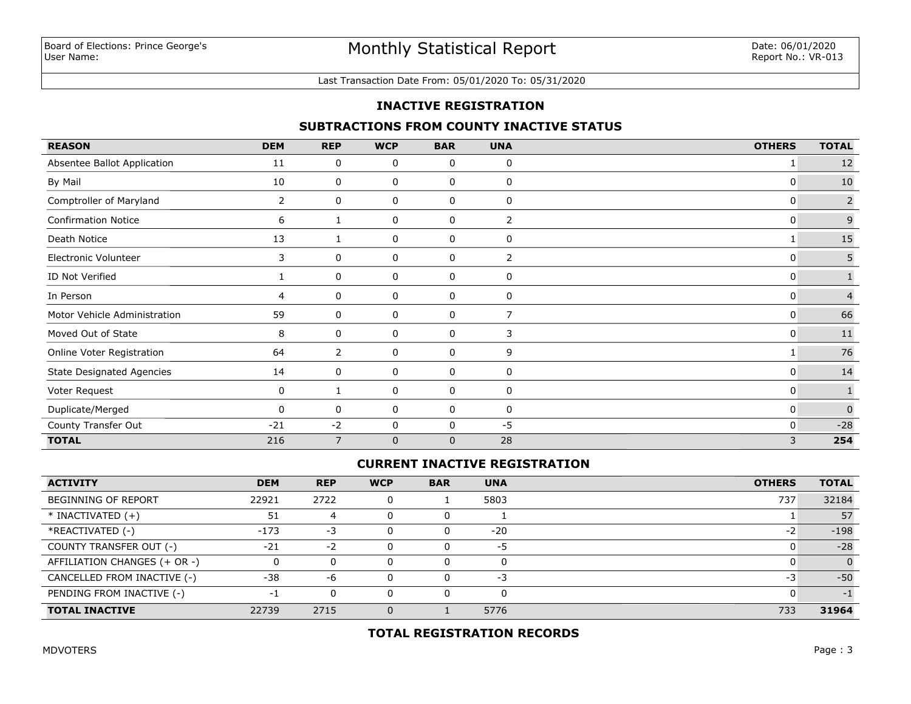Board of Elections: Prince George's
User Name:

# Monthly Statistical Report

Date: 06/01/2020
Report No.: VR-013

Last Transaction Date From: 05/01/2020 To: 05/31/2020

## INACTIVE REGISTRATION

### SUBTRACTIONS FROM COUNTY INACTIVE STATUS

| REASON | DEM | REP | WCP | BAR | UNA | OTHERS | TOTAL |
|---|---|---|---|---|---|---|---|
| Absentee Ballot Application | 11 | 0 | 0 | 0 | 0 | 1 | 12 |
| By Mail | 10 | 0 | 0 | 0 | 0 | 0 | 10 |
| Comptroller of Maryland | 2 | 0 | 0 | 0 | 0 | 0 | 2 |
| Confirmation Notice | 6 | 1 | 0 | 0 | 2 | 0 | 9 |
| Death Notice | 13 | 1 | 0 | 0 | 0 | 1 | 15 |
| Electronic Volunteer | 3 | 0 | 0 | 0 | 2 | 0 | 5 |
| ID Not Verified | 1 | 0 | 0 | 0 | 0 | 0 | 1 |
| In Person | 4 | 0 | 0 | 0 | 0 | 0 | 4 |
| Motor Vehicle Administration | 59 | 0 | 0 | 0 | 7 | 0 | 66 |
| Moved Out of State | 8 | 0 | 0 | 0 | 3 | 0 | 11 |
| Online Voter Registration | 64 | 2 | 0 | 0 | 9 | 1 | 76 |
| State Designated Agencies | 14 | 0 | 0 | 0 | 0 | 0 | 14 |
| Voter Request | 0 | 1 | 0 | 0 | 0 | 0 | 1 |
| Duplicate/Merged | 0 | 0 | 0 | 0 | 0 | 0 | 0 |
| County Transfer Out | -21 | -2 | 0 | 0 | -5 | 0 | -28 |
| **TOTAL** | 216 | 7 | 0 | 0 | 28 | 3 | **254** |

### CURRENT INACTIVE REGISTRATION

| ACTIVITY | DEM | REP | WCP | BAR | UNA | OTHERS | TOTAL |
|---|---|---|---|---|---|---|---|
| BEGINNING OF REPORT | 22921 | 2722 | 0 | 1 | 5803 | 737 | 32184 |
| * INACTIVATED (+) | 51 | 4 | 0 | 0 | 1 | 1 | 57 |
| *REACTIVATED (-) | -173 | -3 | 0 | 0 | -20 | -2 | -198 |
| COUNTY TRANSFER OUT (-) | -21 | -2 | 0 | 0 | -5 | 0 | -28 |
| AFFILIATION CHANGES (+ OR -) | 0 | 0 | 0 | 0 | 0 | 0 | 0 |
| CANCELLED FROM INACTIVE (-) | -38 | -6 | 0 | 0 | -3 | -3 | -50 |
| PENDING FROM INACTIVE (-) | -1 | 0 | 0 | 0 | 0 | 0 | -1 |
| **TOTAL INACTIVE** | 22739 | 2715 | 0 | 1 | 5776 | 733 | **31964** |

### TOTAL REGISTRATION RECORDS

MDVOTERS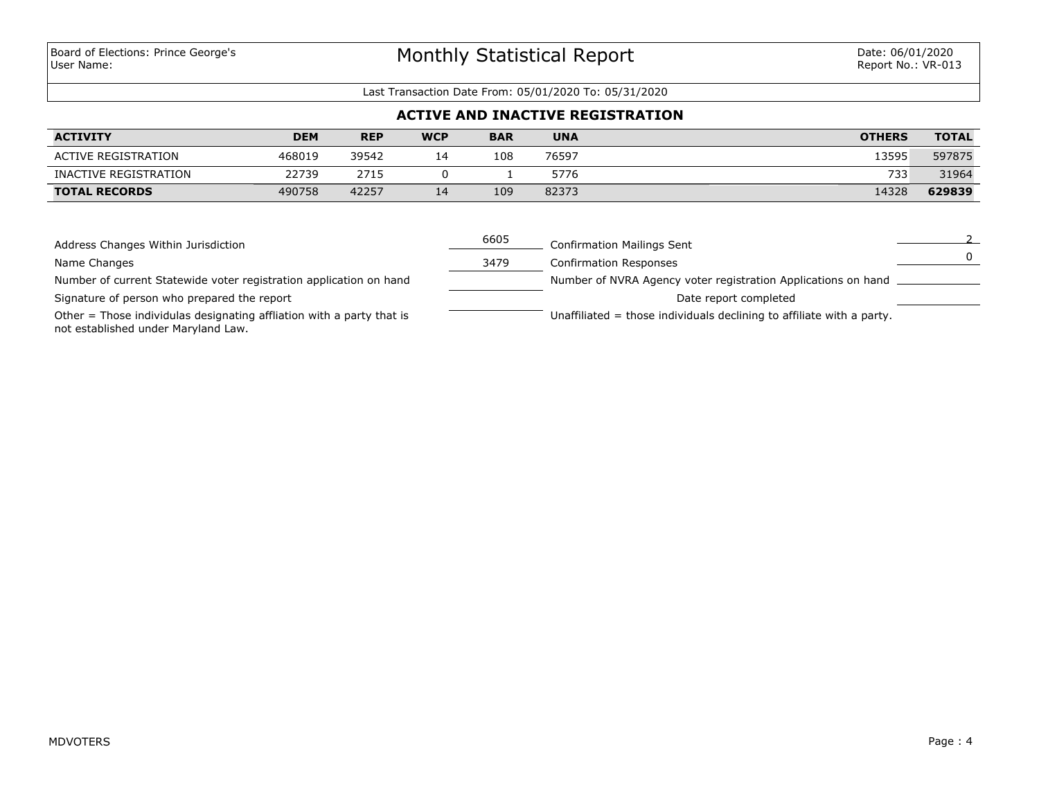Board of Elections: Prince George's
User Name:

# Monthly Statistical Report

Date: 06/01/2020
Report No.: VR-013

Last Transaction Date From: 05/01/2020 To: 05/31/2020

## ACTIVE AND INACTIVE REGISTRATION

| ACTIVITY | DEM | REP | WCP | BAR | UNA | OTHERS | TOTAL |
|---|---|---|---|---|---|---|---|
| ACTIVE REGISTRATION | 468019 | 39542 | 14 | 108 | 76597 | 13595 | 597875 |
| INACTIVE REGISTRATION | 22739 | 2715 | 0 | 1 | 5776 | 733 | 31964 |
| **TOTAL RECORDS** | 490758 | 42257 | 14 | 109 | 82373 | 14328 | **629839** |

Address Changes Within Jurisdiction: 6605

Name Changes: 3479

Number of current Statewide voter registration application on hand: ______

Signature of person who prepared the report: ______

Other = Those individulas designating affliation with a party that is not established under Maryland Law.

Confirmation Mailings Sent: 2

Confirmation Responses: 0

Number of NVRA Agency voter registration Applications on hand: ______

Date report completed: ______

Unaffiliated = those individuals declining to affiliate with a party.

MDVOTERS